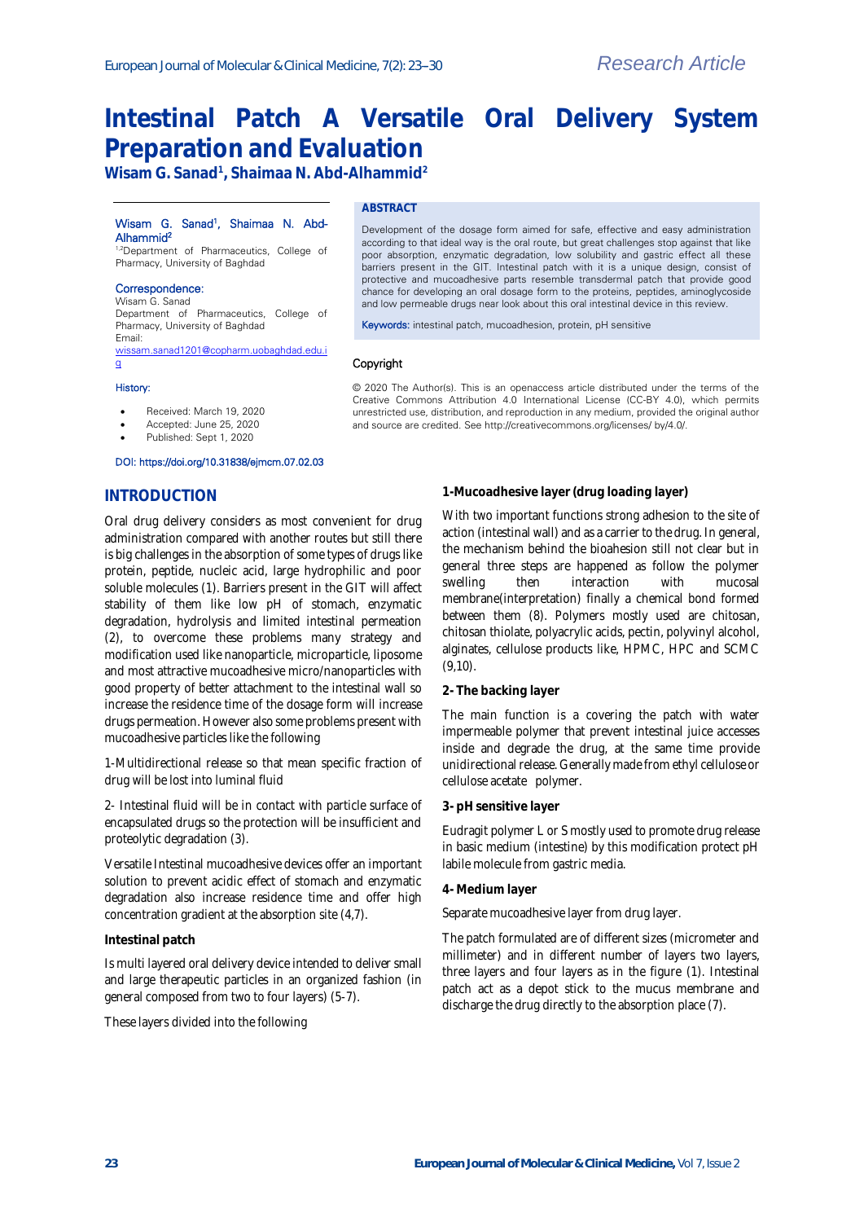Research Article

# Intestinal Patch A Versatile Oral Delivery System Preparation and Evaluation

**Wisam G. Sanad[1], Shaimaa N. Abd-Alhammid[2]**

Wisam G. Sanad[1], Shaimaa N. Abd-Alhammid[2]
[1,2]Department of Pharmaceutics, College of Pharmacy, University of Baghdad

Correspondence:
Wisam G. Sanad
Department of Pharmaceutics, College of Pharmacy, University of Baghdad
Email: wissam.sanad1201@copharm.uobaghdad.edu.iq

History:

- Received: March 19, 2020
- Accepted: June 25, 2020
- Published: Sept 1, 2020

DOI: https://doi.org/10.31838/ejmcm.07.02.03

**ABSTRACT**

Development of the dosage form aimed for safe, effective and easy administration according to that ideal way is the oral route, but great challenges stop against that like poor absorption, enzymatic degradation, low solubility and gastric effect all these barriers present in the GIT. Intestinal patch with it is a unique design, consist of protective and mucoadhesive parts resemble transdermal patch that provide good chance for developing an oral dosage form to the proteins, peptides, aminoglycoside and low permeable drugs near look about this oral intestinal device in this review.

Keywords: intestinal patch, mucoadhesion, protein, pH sensitive

Copyright

© 2020 The Author(s). This is an openaccess article distributed under the terms of the Creative Commons Attribution 4.0 International License (CC-BY 4.0), which permits unrestricted use, distribution, and reproduction in any medium, provided the original author and source are credited. See http://creativecommons.org/licenses/ by/4.0/.

## INTRODUCTION

Oral drug delivery considers as most convenient for drug administration compared with another routes but still there is big challenges in the absorption of some types of drugs like protein, peptide, nucleic acid, large hydrophilic and poor soluble molecules (1). Barriers present in the GIT will affect stability of them like low pH of stomach, enzymatic degradation, hydrolysis and limited intestinal permeation (2), to overcome these problems many strategy and modification used like nanoparticle, microparticle, liposome and most attractive mucoadhesive micro/nanoparticles with good property of better attachment to the intestinal wall so increase the residence time of the dosage form will increase drugs permeation. However also some problems present with mucoadhesive particles like the following

1-Multidirectional release so that mean specific fraction of drug will be lost into luminal fluid

2- Intestinal fluid will be in contact with particle surface of encapsulated drugs so the protection will be insufficient and proteolytic degradation (3).

Versatile Intestinal mucoadhesive devices offer an important solution to prevent acidic effect of stomach and enzymatic degradation also increase residence time and offer high concentration gradient at the absorption site (4,7).

**Intestinal patch**

Is multi layered oral delivery device intended to deliver small and large therapeutic particles in an organized fashion (in general composed from two to four layers) (5-7).

These layers divided into the following

**1-Mucoadhesive layer (drug loading layer)**

With two important functions strong adhesion to the site of action (intestinal wall) and as a carrier to the drug. In general, the mechanism behind the bioahesion still not clear but in general three steps are happened as follow the polymer swelling then interaction with mucosal membrane(interpretation) finally a chemical bond formed between them (8). Polymers mostly used are chitosan, chitosan thiolate, polyacrylic acids, pectin, polyvinyl alcohol, alginates, cellulose products like, HPMC, HPC and SCMC (9,10).

**2- The backing layer**

The main function is a covering the patch with water impermeable polymer that prevent intestinal juice accesses inside and degrade the drug, at the same time provide unidirectional release. Generally made from ethyl cellulose or cellulose acetate polymer.

**3- pH sensitive layer**

Eudragit polymer L or S mostly used to promote drug release in basic medium (intestine) by this modification protect pH labile molecule from gastric media.

**4- Medium layer**

Separate mucoadhesive layer from drug layer.

The patch formulated are of different sizes (micrometer and millimeter) and in different number of layers two layers, three layers and four layers as in the figure (1). Intestinal patch act as a depot stick to the mucus membrane and discharge the drug directly to the absorption place (7).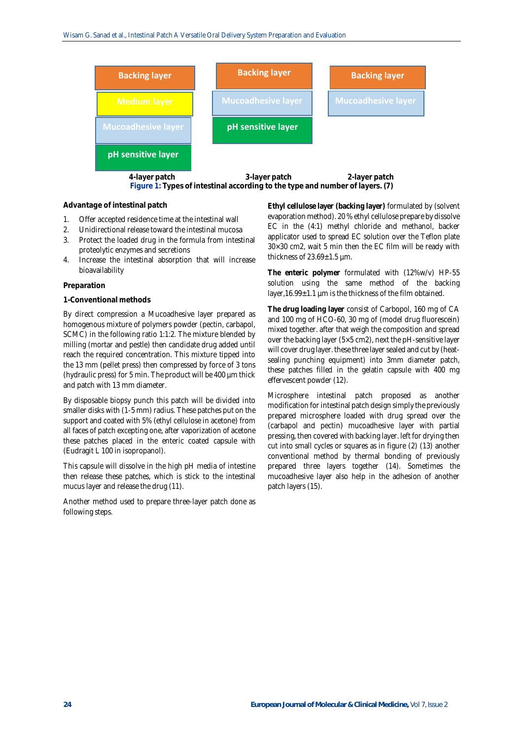| 4-layer patch | 3-layer patch | 2-layer patch |
|---|---|---|
| Backing layer | Backing layer | Backing layer |
| Medium layer | Mucoadhesive layer | Mucoadhesive layer |
| Mucoadhesive layer | pH sensitive layer | |
| pH sensitive layer | | |

**Figure 1: Types of intestinal according to the type and number of layers. (7)**

**Advantage of intestinal patch**

1. Offer accepted residence time at the intestinal wall
2. Unidirectional release toward the intestinal mucosa
3. Protect the loaded drug in the formula from intestinal proteolytic enzymes and secretions
4. Increase the intestinal absorption that will increase bioavailability

**Preparation**

**1-Conventional methods**

By direct compression a Mucoadhesive layer prepared as homogenous mixture of polymers powder (pectin, carbapol, SCMC) in the following ratio 1:1:2. The mixture blended by milling (mortar and pestle) then candidate drug added until reach the required concentration. This mixture tipped into the 13 mm (pellet press) then compressed by force of 3 tons (hydraulic press) for 5 min. The product will be 400 µm thick and patch with 13 mm diameter.

By disposable biopsy punch this patch will be divided into smaller disks with (1-5 mm) radius. These patches put on the support and coated with 5% (ethyl cellulose in acetone) from all faces of patch excepting one, after vaporization of acetone these patches placed in the enteric coated capsule with (Eudragit L 100 in isopropanol).

This capsule will dissolve in the high pH media of intestine then release these patches, which is stick to the intestinal mucus layer and release the drug (11).

Another method used to prepare three-layer patch done as following steps.

**Ethyl cellulose layer (backing layer)** formulated by (solvent evaporation method). 20 % ethyl cellulose prepare by dissolve EC in the (4:1) methyl chloride and methanol, backer applicator used to spread EC solution over the Teflon plate 30×30 cm2, wait 5 min then the EC film will be ready with thickness of 23.69±1.5 µm.

**The enteric polymer** formulated with (12%w/v) HP-55 solution using the same method of the backing layer,16.99±1.1 µm is the thickness of the film obtained.

**The drug loading layer** consist of Carbopol, 160 mg of CA and 100 mg of HCO-60, 30 mg of (model drug fluorescein) mixed together. after that weigh the composition and spread over the backing layer (5×5 cm2), next the pH-sensitive layer will cover drug layer. these three layer sealed and cut by (heat-sealing punching equipment) into 3mm diameter patch, these patches filled in the gelatin capsule with 400 mg effervescent powder (12).

Microsphere intestinal patch proposed as another modification for intestinal patch design simply the previously prepared microsphere loaded with drug spread over the (carbapol and pectin) mucoadhesive layer with partial pressing, then covered with backing layer. left for drying then cut into small cycles or squares as in figure (2) (13) another conventional method by thermal bonding of previously prepared three layers together (14). Sometimes the mucoadhesive layer also help in the adhesion of another patch layers (15).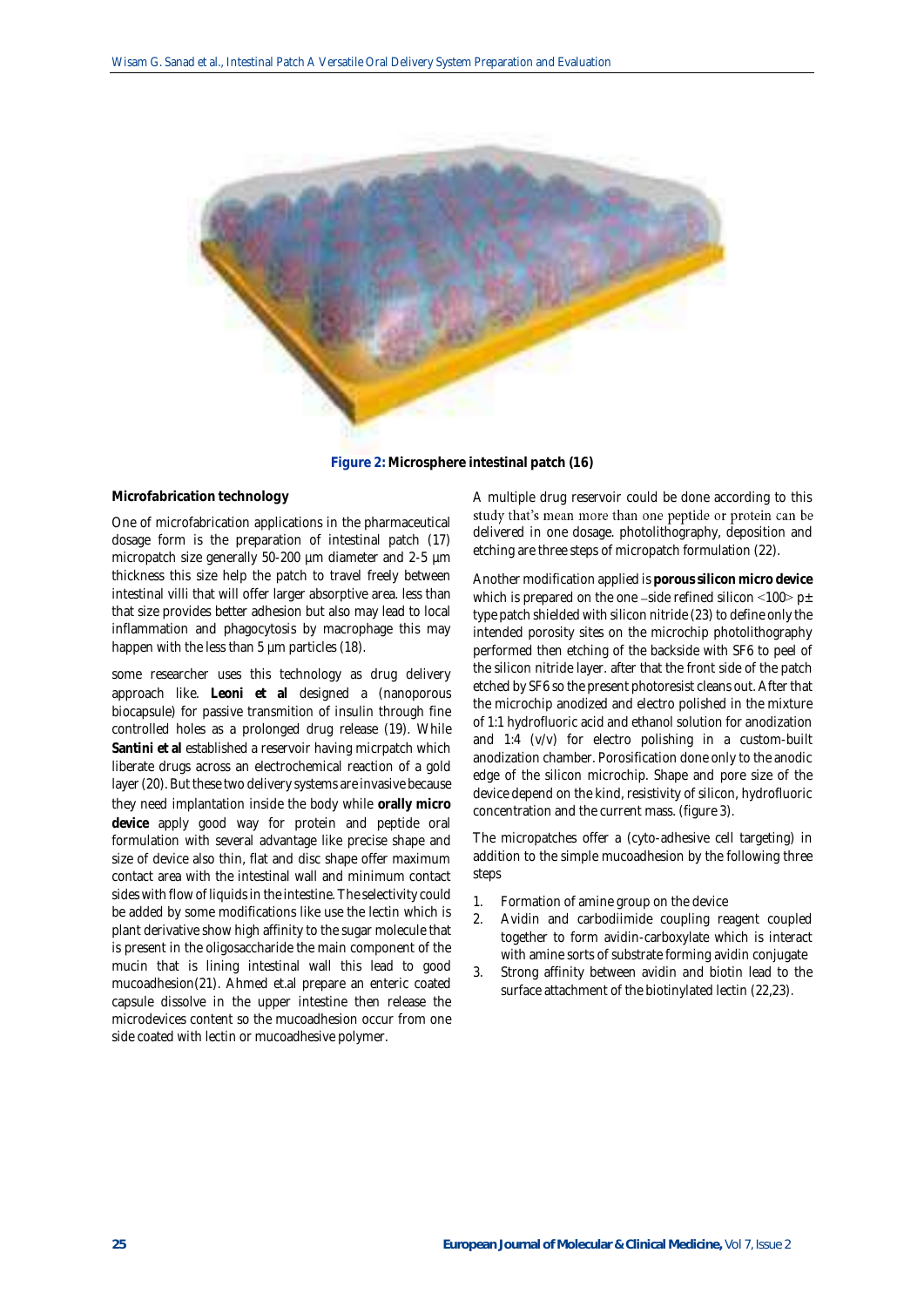**Figure 2:** Microsphere intestinal patch (16)

**Microfabrication technology**

One of microfabrication applications in the pharmaceutical dosage form is the preparation of intestinal patch (17) micropatch size generally 50-200 µm diameter and 2-5 µm thickness this size help the patch to travel freely between intestinal villi that will offer larger absorptive area. less than that size provides better adhesion but also may lead to local inflammation and phagocytosis by macrophage this may happen with the less than 5 µm particles (18).

some researcher uses this technology as drug delivery approach like. **Leoni et al** designed a (nanoporous biocapsule) for passive transmission of insulin through fine controlled holes as a prolonged drug release (19). While **Santini et al** established a reservoir having micrpatch which liberate drugs across an electrochemical reaction of a gold layer (20). But these two delivery systems are invasive because they need implantation inside the body while **orally micro device** apply good way for protein and peptide oral formulation with several advantage like precise shape and size of device also thin, flat and disc shape offer maximum contact area with the intestinal wall and minimum contact sides with flow of liquids in the intestine. The selectivity could be added by some modifications like use the lectin which is plant derivative show high affinity to the sugar molecule that is present in the oligosaccharide the main component of the mucin that is lining intestinal wall this lead to good mucoadhesion(21). Ahmed et.al prepare an enteric coated capsule dissolve in the upper intestine then release the microdevices content so the mucoadhesion occur from one side coated with lectin or mucoadhesive polymer.

A multiple drug reservoir could be done according to this study that's mean more than one peptide or protein can be delivered in one dosage. photolithography, deposition and etching are three steps of micropatch formulation (22).

Another modification applied is **porous silicon micro device** which is prepared on the one –side refined silicon <100> p± type patch shielded with silicon nitride (23) to define only the intended porosity sites on the microchip photolithography performed then etching of the backside with SF6 to peel of the silicon nitride layer. after that the front side of the patch etched by SF6 so the present photoresist cleans out. After that the microchip anodized and electro polished in the mixture of 1:1 hydrofluoric acid and ethanol solution for anodization and 1:4 (v/v) for electro polishing in a custom-built anodization chamber. Porosification done only to the anodic edge of the silicon microchip. Shape and pore size of the device depend on the kind, resistivity of silicon, hydrofluoric concentration and the current mass. (figure 3).

The micropatches offer a (cyto-adhesive cell targeting) in addition to the simple mucoadhesion by the following three steps

1. Formation of amine group on the device
2. Avidin and carbodiimide coupling reagent coupled together to form avidin-carboxylate which is interact with amine sorts of substrate forming avidin conjugate
3. Strong affinity between avidin and biotin lead to the surface attachment of the biotinylated lectin (22,23).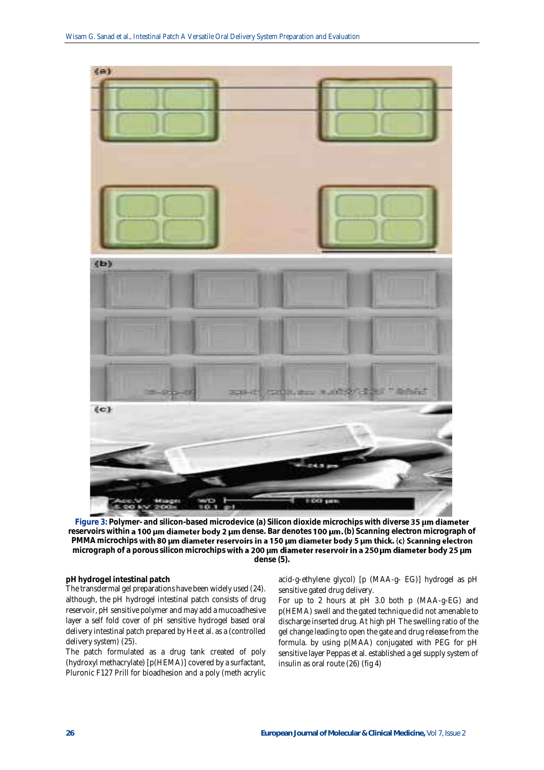**Figure 3:** Polymer- and silicon-based microdevice (a) Silicon dioxide microchips with diverse 35 µm diameter reservoirs within a 100 µm diameter body 2 µm dense. Bar denotes 100 µm. (b) Scanning electron micrograph of PMMA microchips with 80 µm diameter reservoirs in a 150 µm diameter body 5 µm thick. (c) Scanning electron micrograph of a porous silicon microchips with a 200 µm diameter reservoir in a 250 µm diameter body 25 µm dense (5).

**pH hydrogel intestinal patch**

The transdermal gel preparations have been widely used (24). although, the pH hydrogel intestinal patch consists of drug reservoir, pH sensitive polymer and may add a mucoadhesive layer a self fold cover of pH sensitive hydrogel based oral delivery intestinal patch prepared by He et al. as a (controlled delivery system) (25).

The patch formulated as a drug tank created of poly (hydroxyl methacrylate) [p(HEMA)] covered by a surfactant, Pluronic F127 Prill for bioadhesion and a poly (meth acrylic acid-g-ethylene glycol) [p (MAA-g- EG)] hydrogel as pH sensitive gated drug delivery.

For up to 2 hours at pH 3.0 both p (MAA-g-EG) and p(HEMA) swell and the gated technique did not amenable to discharge inserted drug. At high pH The swelling ratio of the gel change leading to open the gate and drug release from the formula. by using p(MAA) conjugated with PEG for pH sensitive layer Peppas et al. established a gel supply system of insulin as oral route (26) (fig 4)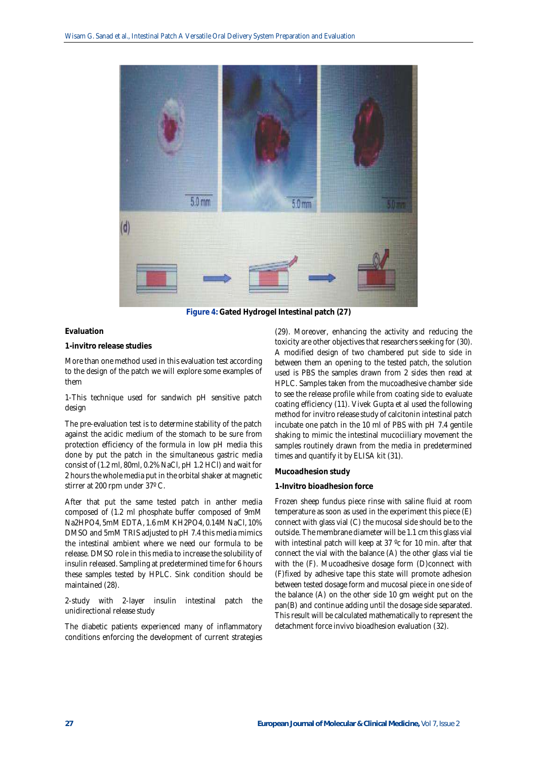**Figure 4:** Gated Hydrogel Intestinal patch (27)

**Evaluation**

**1-invitro release studies**

More than one method used in this evaluation test according to the design of the patch we will explore some examples of them

1-This technique used for sandwich pH sensitive patch design

The pre-evaluation test is to determine stability of the patch against the acidic medium of the stomach to be sure from protection efficiency of the formula in low pH media this done by put the patch in the simultaneous gastric media consist of (1.2 ml, 80ml, 0.2% NaCl, pH 1.2 HCl) and wait for 2 hours the whole media put in the orbital shaker at magnetic stirrer at 200 rpm under 37º C.

After that put the same tested patch in anther media composed of (1.2 ml phosphate buffer composed of 9mM $Na_2HPO_4$, 5mM EDTA, 1.6 mM $KH_2PO_4$, 0.14M NaCl, 10% DMSO and 5mM TRIS adjusted to pH 7.4 this media mimics the intestinal ambient where we need our formula to be release. DMSO role in this media to increase the solubility of insulin released. Sampling at predetermined time for 6 hours these samples tested by HPLC. Sink condition should be maintained (28).

2-study with 2-layer insulin intestinal patch the unidirectional release study

The diabetic patients experienced many of inflammatory conditions enforcing the development of current strategies (29). Moreover, enhancing the activity and reducing the toxicity are other objectives that researchers seeking for (30). A modified design of two chambered put side to side in between them an opening to the tested patch, the solution used is PBS the samples drawn from 2 sides then read at HPLC. Samples taken from the mucoadhesive chamber side to see the release profile while from coating side to evaluate coating efficiency (11). Vivek Gupta et al used the following method for invitro release study of calcitonin intestinal patch incubate one patch in the 10 ml of PBS with pH 7.4 gentile shaking to mimic the intestinal mucociliary movement the samples routinely drawn from the media in predetermined times and quantify it by ELISA kit (31).

**Mucoadhesion study**

**1-Invitro bioadhesion force**

Frozen sheep fundus piece rinse with saline fluid at room temperature as soon as used in the experiment this piece (E) connect with glass vial (C) the mucosal side should be to the outside. The membrane diameter will be 1.1 cm this glass vial with intestinal patch will keep at 37 ºc for 10 min. after that connect the vial with the balance (A) the other glass vial tie with the (F). Mucoadhesive dosage form (D)connect with (F)fixed by adhesive tape this state will promote adhesion between tested dosage form and mucosal piece in one side of the balance (A) on the other side 10 gm weight put on the pan(B) and continue adding until the dosage side separated. This result will be calculated mathematically to represent the detachment force invivo bioadhesion evaluation (32).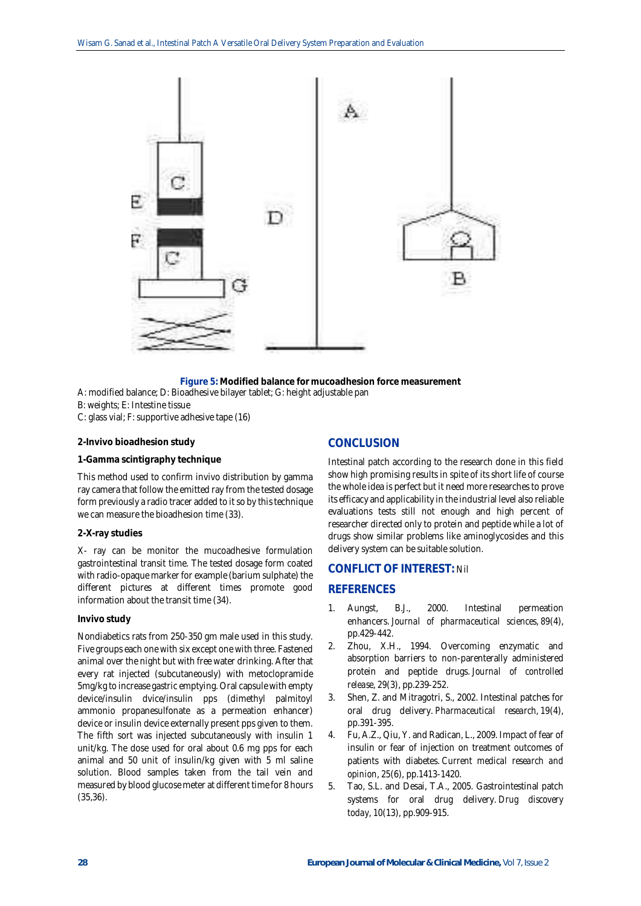**Figure 5:** **Modified balance for mucoadhesion force measurement**

A: modified balance; D: Bioadhesive bilayer tablet; G: height adjustable pan
B: weights; E: Intestine tissue
C: glass vial; F: supportive adhesive tape (16)

**2-Invivo bioadhesion study**

**1-Gamma scintigraphy technique**

This method used to confirm invivo distribution by gamma ray camera that follow the emitted ray from the tested dosage form previously a radio tracer added to it so by this technique we can measure the bioadhesion time (33).

**2-X-ray studies**

X- ray can be monitor the mucoadhesive formulation gastrointestinal transit time. The tested dosage form coated with radio-opaque marker for example (barium sulphate) the different pictures at different times promote good information about the transit time (34).

**Invivo study**

Nondiabetics rats from 250-350 gm male used in this study. Five groups each one with six except one with three. Fastened animal over the night but with free water drinking. After that every rat injected (subcutaneously) with metoclopramide 5mg/kg to increase gastric emptying. Oral capsule with empty device/insulin dvice/insulin pps (dimethyl palmitoyl ammonio propanesulfonate a permeation enhancer) device or insulin device externally present pps given to them. The fifth sort was injected subcutaneously with insulin 1 unit/kg. The dose used for oral about 0.6 mg pps for each animal and 50 unit of insulin/kg given with 5 ml saline solution. Blood samples taken from the tail vein and measured by blood glucose meter at different time for 8 hours (35,36).

## CONCLUSION

Intestinal patch according to the research done in this field show high promising results in spite of its short life of course the whole idea is perfect but it need more researches to prove its efficacy and applicability in the industrial level also reliable evaluations tests still not enough and high percent of researcher directed only to protein and peptide while a lot of drugs show similar problems like aminoglycosides and this delivery system can be suitable solution.

## CONFLICT OF INTEREST: Nil

## REFERENCES

1. Aungst, B.J., 2000. Intestinal permeation enhancers. *Journal of pharmaceutical sciences*, 89(4), pp.429-442.
2. Zhou, X.H., 1994. Overcoming enzymatic and absorption barriers to non-parenterally administered protein and peptide drugs. *Journal of controlled release*, 29(3), pp.239-252.
3. Shen, Z. and Mitragotri, S., 2002. Intestinal patches for oral drug delivery. *Pharmaceutical research*, 19(4), pp.391-395.
4. Fu, A.Z., Qiu, Y. and Radican, L., 2009. Impact of fear of insulin or fear of injection on treatment outcomes of patients with diabetes. *Current medical research and opinion*, 25(6), pp.1413-1420.
5. Tao, S.L. and Desai, T.A., 2005. Gastrointestinal patch systems for oral drug delivery. *Drug discovery today*, 10(13), pp.909-915.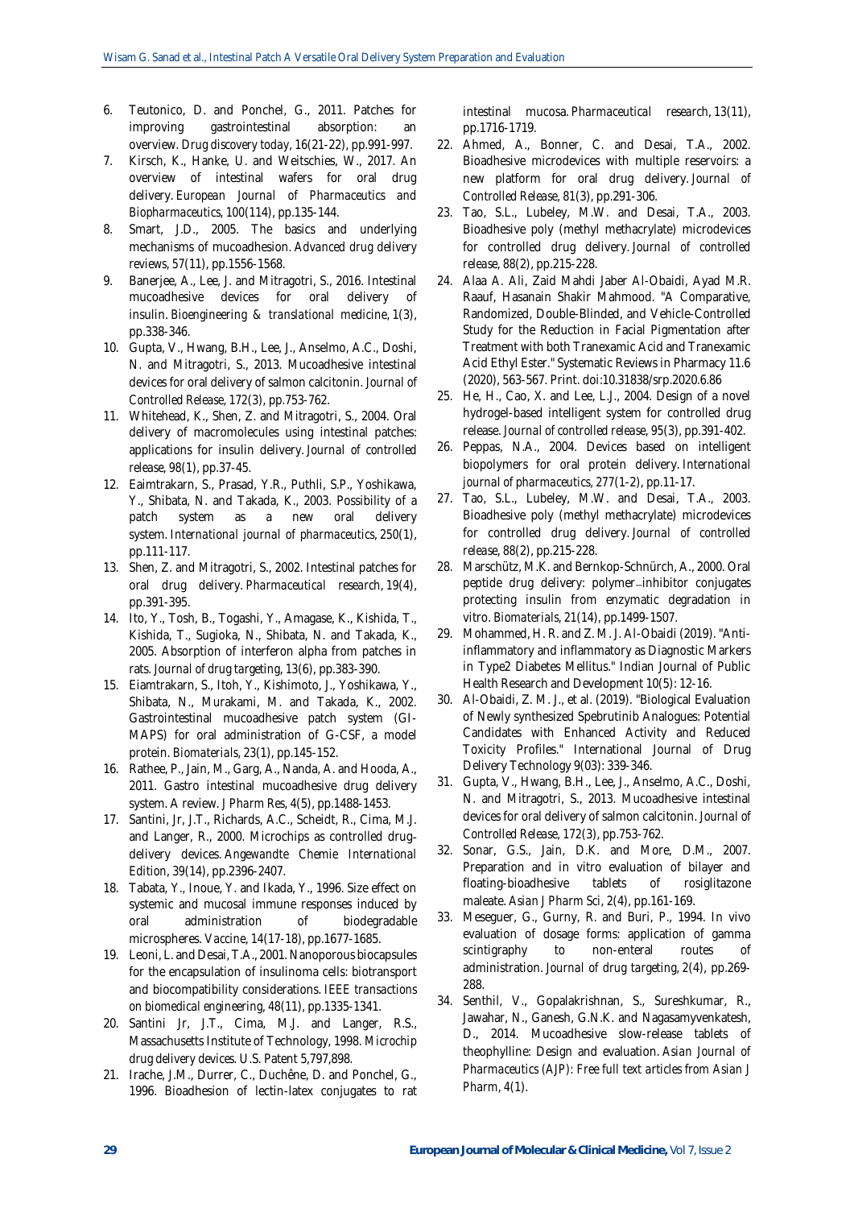6. Teutonico, D. and Ponchel, G., 2011. Patches for improving gastrointestinal absorption: an overview. *Drug discovery today*, 16(21-22), pp.991-997.
7. Kirsch, K., Hanke, U. and Weitschies, W., 2017. An overview of intestinal wafers for oral drug delivery. *European Journal of Pharmaceutics and Biopharmaceutics*, 100(114), pp.135-144.
8. Smart, J.D., 2005. The basics and underlying mechanisms of mucoadhesion. *Advanced drug delivery reviews*, 57(11), pp.1556-1568.
9. Banerjee, A., Lee, J. and Mitragotri, S., 2016. Intestinal mucoadhesive devices for oral delivery of insulin. *Bioengineering & translational medicine*, 1(3), pp.338-346.
10. Gupta, V., Hwang, B.H., Lee, J., Anselmo, A.C., Doshi, N. and Mitragotri, S., 2013. Mucoadhesive intestinal devices for oral delivery of salmon calcitonin. *Journal of Controlled Release*, 172(3), pp.753-762.
11. Whitehead, K., Shen, Z. and Mitragotri, S., 2004. Oral delivery of macromolecules using intestinal patches: applications for insulin delivery. *Journal of controlled release*, 98(1), pp.37-45.
12. Eaimtrakarn, S., Prasad, Y.R., Puthli, S.P., Yoshikawa, Y., Shibata, N. and Takada, K., 2003. Possibility of a patch system as a new oral delivery system. *International journal of pharmaceutics*, 250(1), pp.111-117.
13. Shen, Z. and Mitragotri, S., 2002. Intestinal patches for oral drug delivery. *Pharmaceutical research*, 19(4), pp.391-395.
14. Ito, Y., Tosh, B., Togashi, Y., Amagase, K., Kishida, T., Kishida, T., Sugioka, N., Shibata, N. and Takada, K., 2005. Absorption of interferon alpha from patches in rats. *Journal of drug targeting*, 13(6), pp.383-390.
15. Eiamtrakarn, S., Itoh, Y., Kishimoto, J., Yoshikawa, Y., Shibata, N., Murakami, M. and Takada, K., 2002. Gastrointestinal mucoadhesive patch system (GI-MAPS) for oral administration of G-CSF, a model protein. *Biomaterials*, 23(1), pp.145-152.
16. Rathee, P., Jain, M., Garg, A., Nanda, A. and Hooda, A., 2011. Gastro intestinal mucoadhesive drug delivery system. A review. *J Pharm Res*, 4(5), pp.1488-1453.
17. Santini, Jr, J.T., Richards, A.C., Scheidt, R., Cima, M.J. and Langer, R., 2000. Microchips as controlled drug-delivery devices. *Angewandte Chemie International Edition*, 39(14), pp.2396-2407.
18. Tabata, Y., Inoue, Y. and Ikada, Y., 1996. Size effect on systemic and mucosal immune responses induced by oral administration of biodegradable microspheres. *Vaccine*, 14(17-18), pp.1677-1685.
19. Leoni, L. and Desai, T.A., 2001. Nanoporous biocapsules for the encapsulation of insulinoma cells: biotransport and biocompatibility considerations. *IEEE transactions on biomedical engineering*, 48(11), pp.1335-1341.
20. Santini Jr, J.T., Cima, M.J. and Langer, R.S., Massachusetts Institute of Technology, 1998. *Microchip drug delivery devices*. U.S. Patent 5,797,898.
21. Irache, J.M., Durrer, C., Duchêne, D. and Ponchel, G., 1996. Bioadhesion of lectin-latex conjugates to rat intestinal mucosa. *Pharmaceutical research*, 13(11), pp.1716-1719.
22. Ahmed, A., Bonner, C. and Desai, T.A., 2002. Bioadhesive microdevices with multiple reservoirs: a new platform for oral drug delivery. *Journal of Controlled Release*, 81(3), pp.291-306.
23. Tao, S.L., Lubeley, M.W. and Desai, T.A., 2003. Bioadhesive poly (methyl methacrylate) microdevices for controlled drug delivery. *Journal of controlled release*, 88(2), pp.215-228.
24. Alaa A. Ali, Zaid Mahdi Jaber Al-Obaidi, Ayad M.R. Raauf, Hasanain Shakir Mahmood. "A Comparative, Randomized, Double-Blinded, and Vehicle-Controlled Study for the Reduction in Facial Pigmentation after Treatment with both Tranexamic Acid and Tranexamic Acid Ethyl Ester." Systematic Reviews in Pharmacy 11.6 (2020), 563-567. Print. doi:10.31838/srp.2020.6.86
25. He, H., Cao, X. and Lee, L.J., 2004. Design of a novel hydrogel-based intelligent system for controlled drug release. *Journal of controlled release*, 95(3), pp.391-402.
26. Peppas, N.A., 2004. Devices based on intelligent biopolymers for oral protein delivery. *International journal of pharmaceutics*, 277(1-2), pp.11-17.
27. Tao, S.L., Lubeley, M.W. and Desai, T.A., 2003. Bioadhesive poly (methyl methacrylate) microdevices for controlled drug delivery. *Journal of controlled release*, 88(2), pp.215-228.
28. Marschütz, M.K. and Bernkop-Schnürch, A., 2000. Oral peptide drug delivery: polymer–inhibitor conjugates protecting insulin from enzymatic degradation in vitro. *Biomaterials*, 21(14), pp.1499-1507.
29. Mohammed, H. R. and Z. M. J. Al-Obaidi (2019). "Anti-inflammatory and inflammatory as Diagnostic Markers in Type2 Diabetes Mellitus." Indian Journal of Public Health Research and Development 10(5): 12-16.
30. Al-Obaidi, Z. M. J., et al. (2019). "Biological Evaluation of Newly synthesized Spebrutinib Analogues: Potential Candidates with Enhanced Activity and Reduced Toxicity Profiles." International Journal of Drug Delivery Technology 9(03): 339-346.
31. Gupta, V., Hwang, B.H., Lee, J., Anselmo, A.C., Doshi, N. and Mitragotri, S., 2013. Mucoadhesive intestinal devices for oral delivery of salmon calcitonin. *Journal of Controlled Release*, 172(3), pp.753-762.
32. Sonar, G.S., Jain, D.K. and More, D.M., 2007. Preparation and in vitro evaluation of bilayer and floating-bioadhesive tablets of rosiglitazone maleate. *Asian J Pharm Sci*, 2(4), pp.161-169.
33. Meseguer, G., Gurny, R. and Buri, P., 1994. In vivo evaluation of dosage forms: application of gamma scintigraphy to non-enteral routes of administration. *Journal of drug targeting*, 2(4), pp.269-288.
34. Senthil, V., Gopalakrishnan, S., Sureshkumar, R., Jawahar, N., Ganesh, G.N.K. and Nagasamyvenkatesh, D., 2014. Mucoadhesive slow-release tablets of theophylline: Design and evaluation. *Asian Journal of Pharmaceutics (AJP): Free full text articles from Asian J Pharm*, 4(1).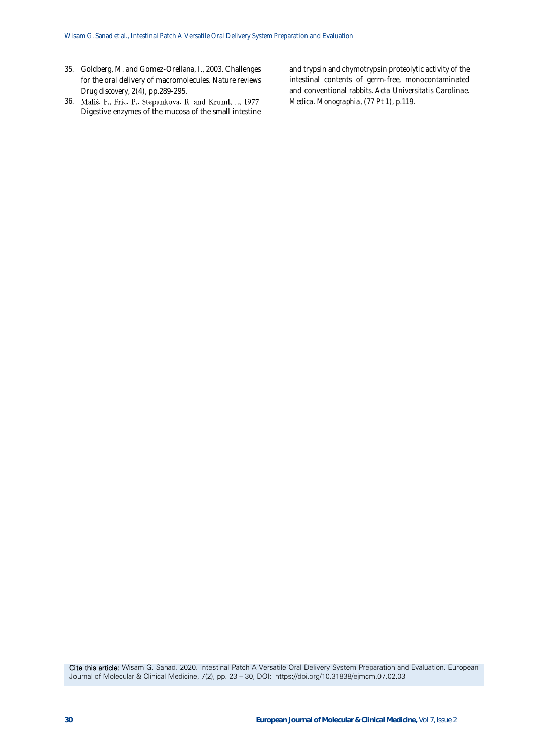35. Goldberg, M. and Gomez-Orellana, I., 2003. Challenges for the oral delivery of macromolecules. *Nature reviews Drug discovery*, 2(4), pp.289-295.
36. Maliś, F., Fric, P., Stepankova, R. and Kruml, J., 1977. Digestive enzymes of the mucosa of the small intestine and trypsin and chymotrypsin proteolytic activity of the intestinal contents of germ-free, monocontaminated and conventional rabbits. *Acta Universitatis Carolinae. Medica. Monographia*, (77 Pt 1), p.119.

**Cite this article:** Wisam G. Sanad. 2020. Intestinal Patch A Versatile Oral Delivery System Preparation and Evaluation. European Journal of Molecular & Clinical Medicine, 7(2), pp. 23 – 30, DOI: https://doi.org/10.31838/ejmcm.07.02.03